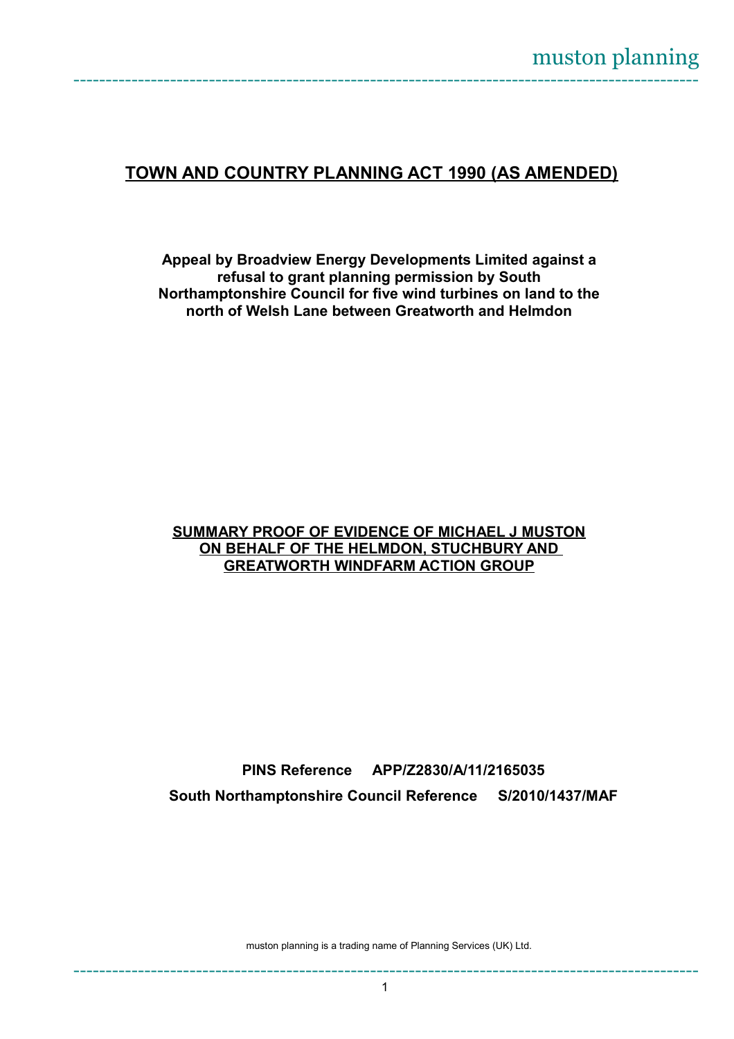muston planning

## TOWN AND COUNTRY PLANNING ACT 1990 (AS AMENDED)

**Appeal by Broadview Energy Developments Limited against a refusal to grant planning permission by South Northamptonshire Council for five wind turbines on land to the north of Welsh Lane between Greatworth and Helmdon**

**SUMMARY PROOF OF EVIDENCE OF MICHAEL J MUSTON ON BEHALF OF THE HELMDON, STUCHBURY AND GREATWORTH WINDFARM ACTION GROUP**

**PINS Reference APP/Z2830/A/11/2165035**

**South Northamptonshire Council Reference S/2010/1437/MAF**

muston planning is a trading name of Planning Services (UK) Ltd.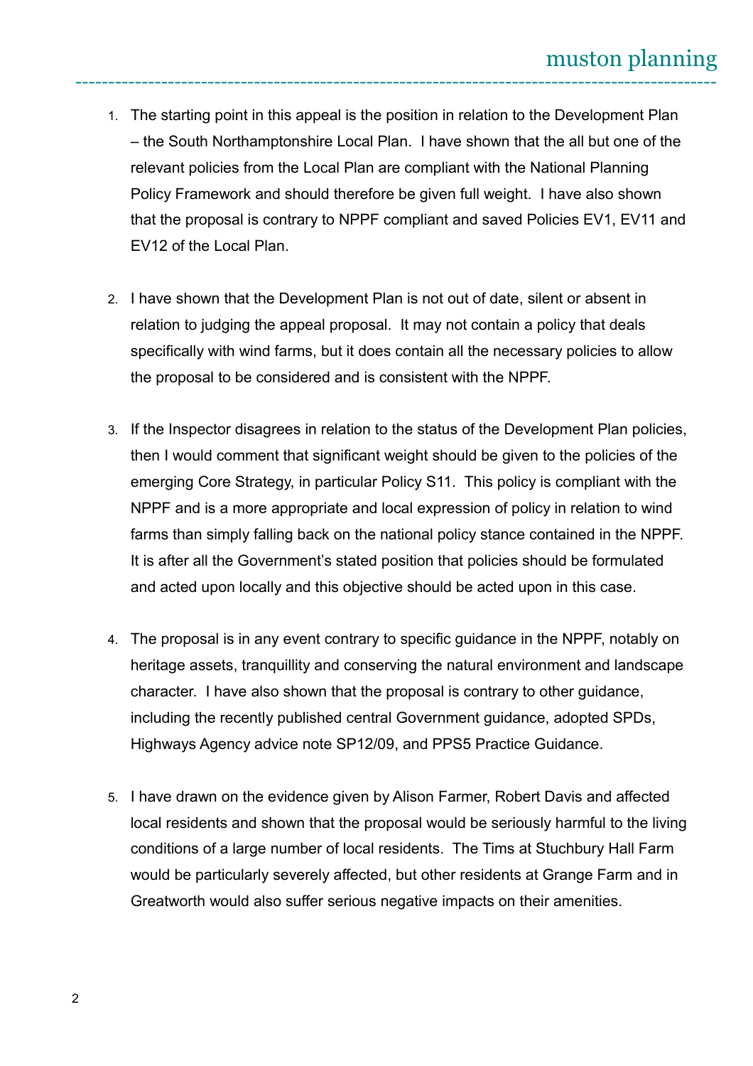1. The starting point in this appeal is the position in relation to the Development Plan – the South Northamptonshire Local Plan. I have shown that the all but one of the relevant policies from the Local Plan are compliant with the National Planning Policy Framework and should therefore be given full weight. I have also shown that the proposal is contrary to NPPF compliant and saved Policies EV1, EV11 and EV12 of the Local Plan.

2. I have shown that the Development Plan is not out of date, silent or absent in relation to judging the appeal proposal. It may not contain a policy that deals specifically with wind farms, but it does contain all the necessary policies to allow the proposal to be considered and is consistent with the NPPF.

3. If the Inspector disagrees in relation to the status of the Development Plan policies, then I would comment that significant weight should be given to the policies of the emerging Core Strategy, in particular Policy S11. This policy is compliant with the NPPF and is a more appropriate and local expression of policy in relation to wind farms than simply falling back on the national policy stance contained in the NPPF. It is after all the Government's stated position that policies should be formulated and acted upon locally and this objective should be acted upon in this case.

4. The proposal is in any event contrary to specific guidance in the NPPF, notably on heritage assets, tranquillity and conserving the natural environment and landscape character. I have also shown that the proposal is contrary to other guidance, including the recently published central Government guidance, adopted SPDs, Highways Agency advice note SP12/09, and PPS5 Practice Guidance.

5. I have drawn on the evidence given by Alison Farmer, Robert Davis and affected local residents and shown that the proposal would be seriously harmful to the living conditions of a large number of local residents. The Tims at Stuchbury Hall Farm would be particularly severely affected, but other residents at Grange Farm and in Greatworth would also suffer serious negative impacts on their amenities.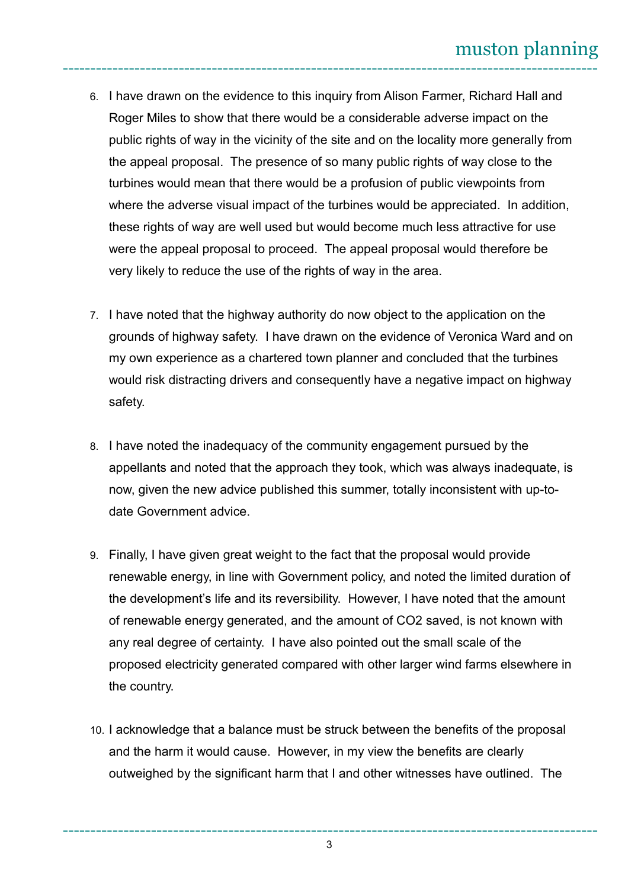6. I have drawn on the evidence to this inquiry from Alison Farmer, Richard Hall and Roger Miles to show that there would be a considerable adverse impact on the public rights of way in the vicinity of the site and on the locality more generally from the appeal proposal. The presence of so many public rights of way close to the turbines would mean that there would be a profusion of public viewpoints from where the adverse visual impact of the turbines would be appreciated. In addition, these rights of way are well used but would become much less attractive for use were the appeal proposal to proceed. The appeal proposal would therefore be very likely to reduce the use of the rights of way in the area.

7. I have noted that the highway authority do now object to the application on the grounds of highway safety. I have drawn on the evidence of Veronica Ward and on my own experience as a chartered town planner and concluded that the turbines would risk distracting drivers and consequently have a negative impact on highway safety.

8. I have noted the inadequacy of the community engagement pursued by the appellants and noted that the approach they took, which was always inadequate, is now, given the new advice published this summer, totally inconsistent with up-to-date Government advice.

9. Finally, I have given great weight to the fact that the proposal would provide renewable energy, in line with Government policy, and noted the limited duration of the development's life and its reversibility. However, I have noted that the amount of renewable energy generated, and the amount of $CO_2$ saved, is not known with any real degree of certainty. I have also pointed out the small scale of the proposed electricity generated compared with other larger wind farms elsewhere in the country.

10. I acknowledge that a balance must be struck between the benefits of the proposal and the harm it would cause. However, in my view the benefits are clearly outweighed by the significant harm that I and other witnesses have outlined. The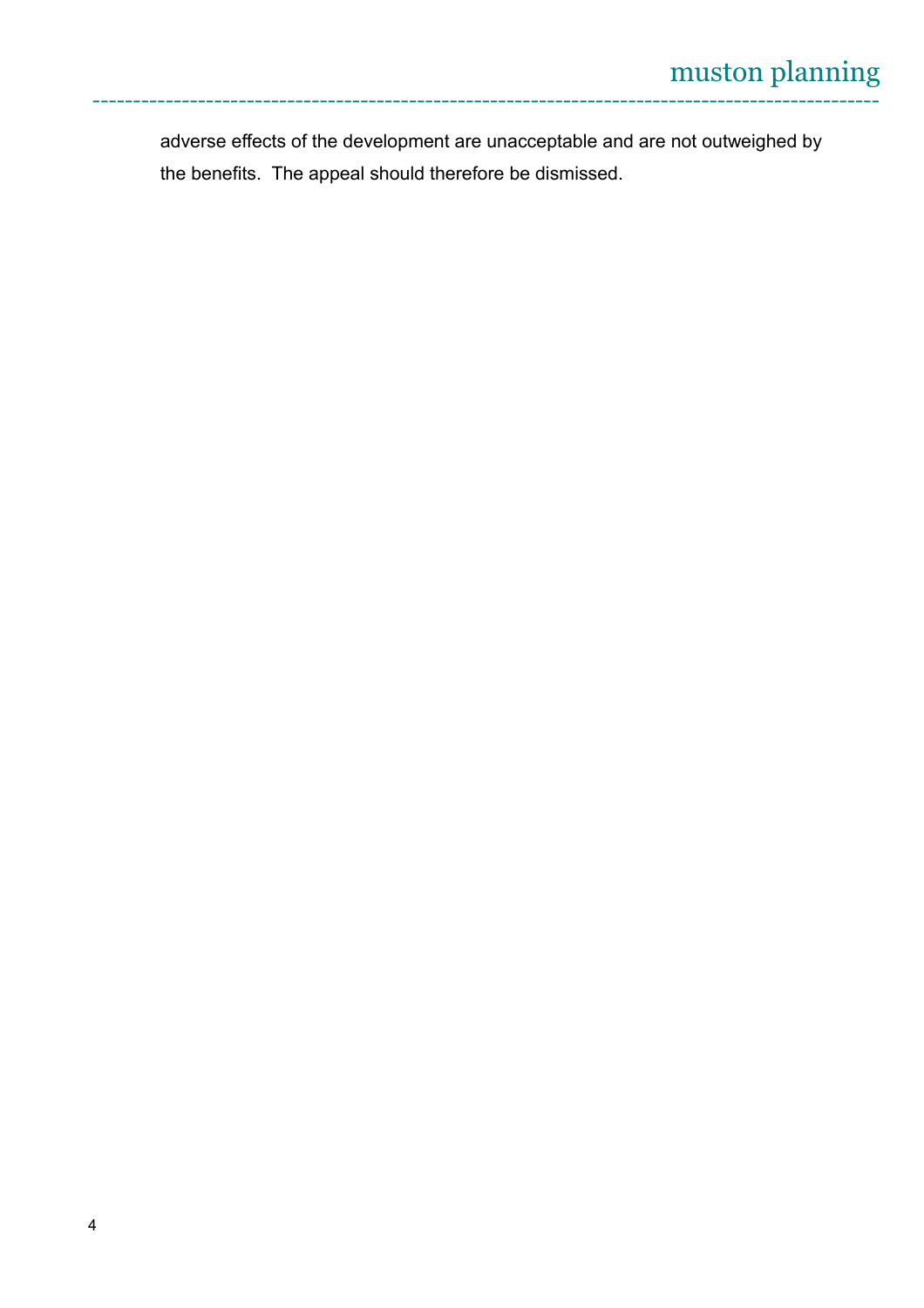adverse effects of the development are unacceptable and are not outweighed by the benefits. The appeal should therefore be dismissed.